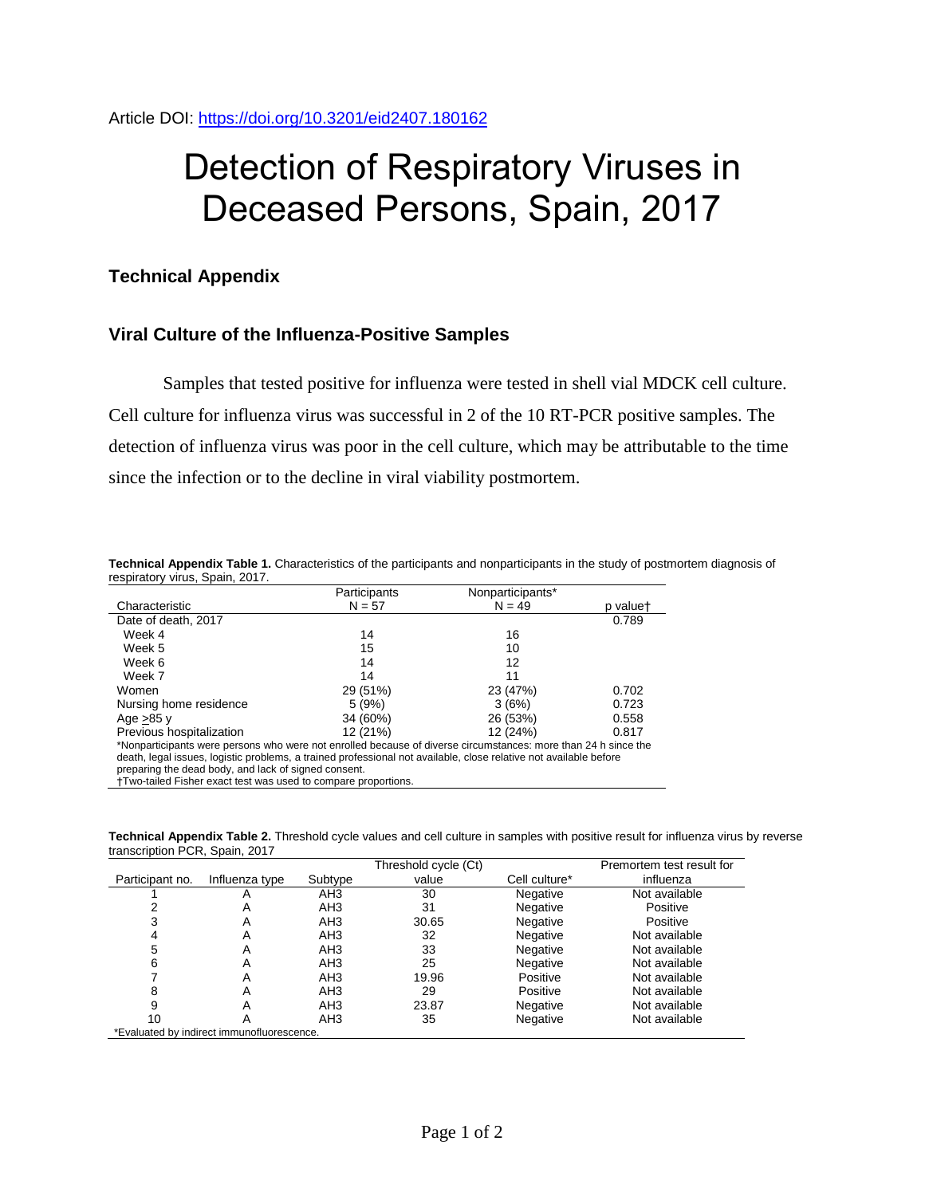Article DOI: https://doi.org/10.3201/eid2407.180162

# Detection of Respiratory Viruses in Deceased Persons, Spain, 2017

## Technical Appendix

## Viral Culture of the Influenza-Positive Samples

Samples that tested positive for influenza were tested in shell vial MDCK cell culture. Cell culture for influenza virus was successful in 2 of the 10 RT-PCR positive samples. The detection of influenza virus was poor in the cell culture, which may be attributable to the time since the infection or to the decline in viral viability postmortem.

**Technical Appendix Table 1.** Characteristics of the participants and nonparticipants in the study of postmortem diagnosis of respiratory virus, Spain, 2017.

| Characteristic | Participants N = 57 | Nonparticipants* N = 49 | p value† |
|---|---|---|---|
| Date of death, 2017 | | | 0.789 |
| Week 4 | 14 | 16 | |
| Week 5 | 15 | 10 | |
| Week 6 | 14 | 12 | |
| Week 7 | 14 | 11 | |
| Women | 29 (51%) | 23 (47%) | 0.702 |
| Nursing home residence | 5 (9%) | 3 (6%) | 0.723 |
| Age ≥85 y | 34 (60%) | 26 (53%) | 0.558 |
| Previous hospitalization | 12 (21%) | 12 (24%) | 0.817 |

*Nonparticipants were persons who were not enrolled because of diverse circumstances: more than 24 h since the death, legal issues, logistic problems, a trained professional not available, close relative not available before preparing the dead body, and lack of signed consent.
†Two-tailed Fisher exact test was used to compare proportions.

**Technical Appendix Table 2.** Threshold cycle values and cell culture in samples with positive result for influenza virus by reverse transcription PCR, Spain, 2017

| Participant no. | Influenza type | Subtype | Threshold cycle (Ct) value | Cell culture* | Premortem test result for influenza |
|---|---|---|---|---|---|
| 1 | A | AH3 | 30 | Negative | Not available |
| 2 | A | AH3 | 31 | Negative | Positive |
| 3 | A | AH3 | 30.65 | Negative | Positive |
| 4 | A | AH3 | 32 | Negative | Not available |
| 5 | A | AH3 | 33 | Negative | Not available |
| 6 | A | AH3 | 25 | Negative | Not available |
| 7 | A | AH3 | 19.96 | Positive | Not available |
| 8 | A | AH3 | 29 | Positive | Not available |
| 9 | A | AH3 | 23.87 | Negative | Not available |
| 10 | A | AH3 | 35 | Negative | Not available |

*Evaluated by indirect immunofluorescence.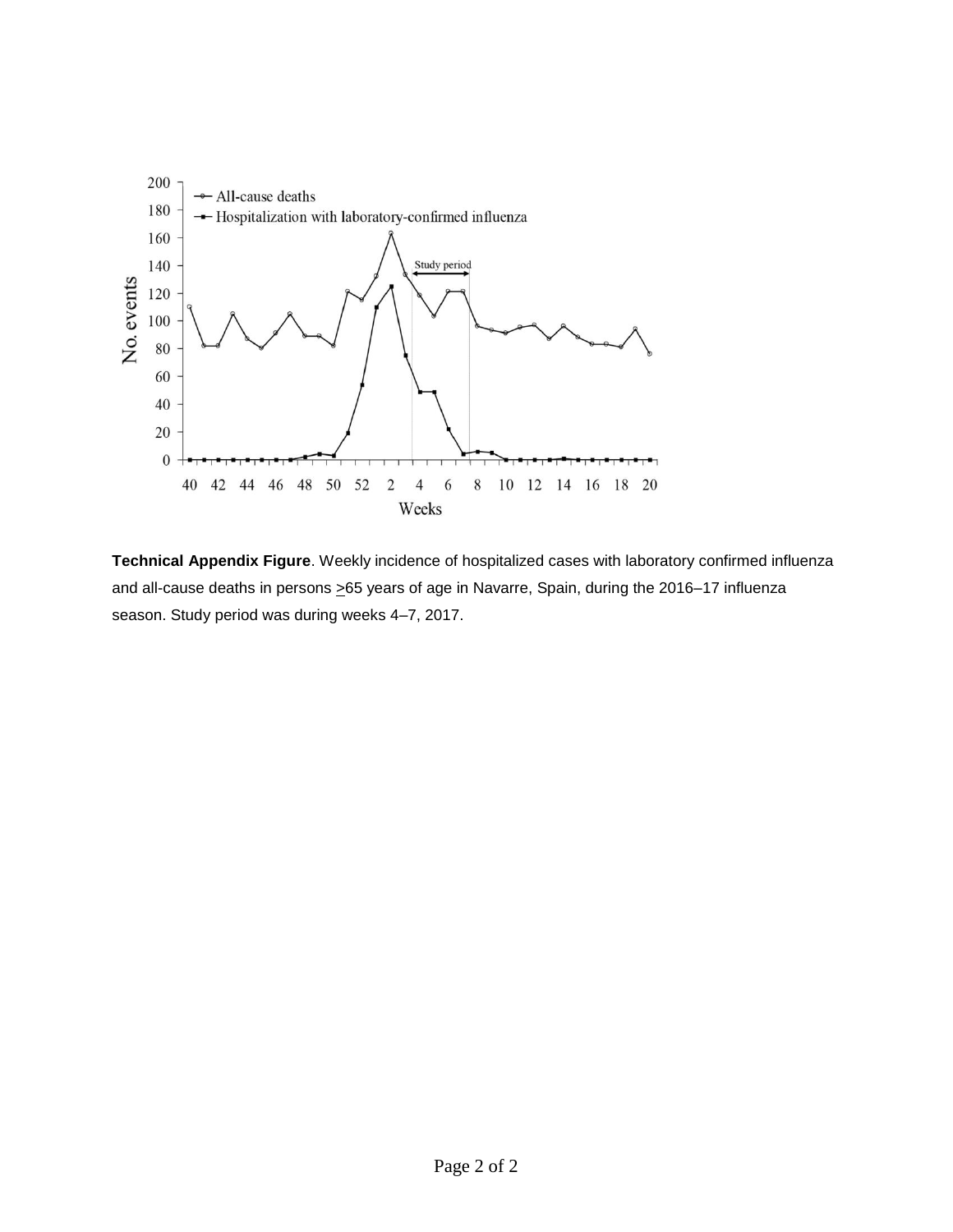200
180
160
140
120
100
80
60
40
20
0

No. events

All-cause deaths

Hospitalization with laboratory-confirmed influenza

Study period

40 42 44 46 48 50 52 2 4 6 8 10 12 14 16 18 20

Weeks

**Technical Appendix Figure**. Weekly incidence of hospitalized cases with laboratory confirmed influenza and all-cause deaths in persons ≥65 years of age in Navarre, Spain, during the 2016–17 influenza season. Study period was during weeks 4–7, 2017.